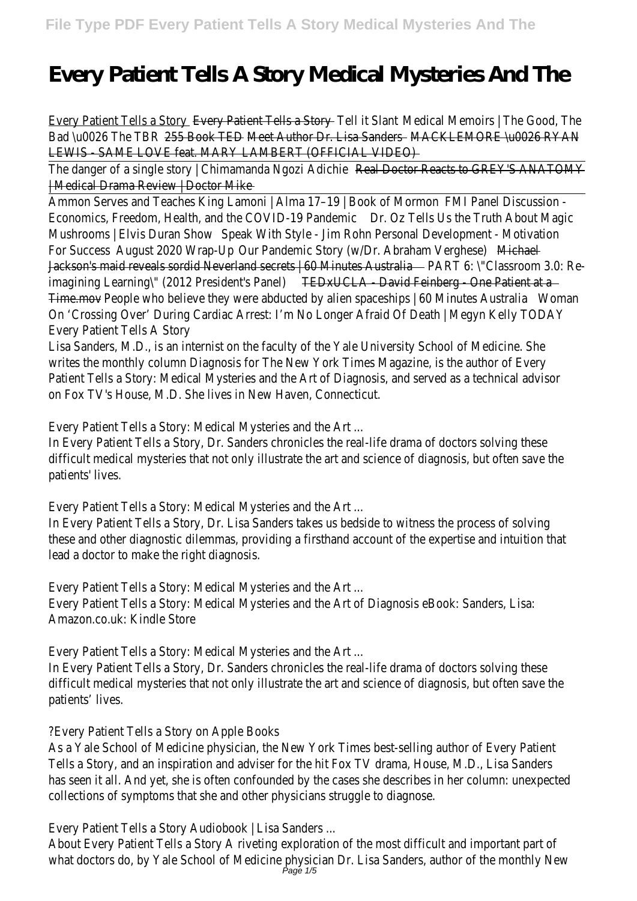# Every Patient Tells A Story Medical Mysteries And The

Every Patient Tells a Story Every Patient Tells a Story Tell it Slant Medical Memoirs | The Good, The Bad \u0026 The TBR 255 Book TED Meet Author Dr. Lisa Sanders MACKLEMORE \u0026 RYAN LEWIS - SAME LOVE feat. MARY LAMBERT (OFFICIAL VIDEO)

The danger of a single story | Chimamanda Ngozi Adichie Real Doctor Reacts to GREY'S ANATOMY | Medical Drama Review | Doctor Mike

Ammon Serves and Teaches King Lamoni | Alma 17–19 | Book of Mormon FMI Panel Discussion - Economics, Freedom, Health, and the COVID-19 Pandemic Dr. Oz Tells Us the Truth About Magic Mushrooms | Elvis Duran Show Speak With Style - Jim Rohn Personal Development - Motivation For Success August 2020 Wrap-Up Our Pandemic Story (w/Dr. Abraham Verghese) Michael Jackson's maid reveals sordid Neverland secrets | 60 Minutes Australia PART 6: \"Classroom 3.0: Re-imagining Learning\" (2012 President's Panel) TEDxUCLA - David Feinberg - One Patient at a Time.mov People who believe they were abducted by alien spaceships | 60 Minutes Australia Woman On 'Crossing Over' During Cardiac Arrest: I'm No Longer Afraid Of Death | Megyn Kelly TODAY

Every Patient Tells A Story

Lisa Sanders, M.D., is an internist on the faculty of the Yale University School of Medicine. She writes the monthly column Diagnosis for The New York Times Magazine, is the author of Every Patient Tells a Story: Medical Mysteries and the Art of Diagnosis, and served as a technical advisor on Fox TV's House, M.D. She lives in New Haven, Connecticut.

Every Patient Tells a Story: Medical Mysteries and the Art ...

In Every Patient Tells a Story, Dr. Sanders chronicles the real-life drama of doctors solving these difficult medical mysteries that not only illustrate the art and science of diagnosis, but often save the patients' lives.

Every Patient Tells a Story: Medical Mysteries and the Art ...

In Every Patient Tells a Story, Dr. Lisa Sanders takes us bedside to witness the process of solving these and other diagnostic dilemmas, providing a firsthand account of the expertise and intuition that lead a doctor to make the right diagnosis.

Every Patient Tells a Story: Medical Mysteries and the Art ...

Every Patient Tells a Story: Medical Mysteries and the Art of Diagnosis eBook: Sanders, Lisa: Amazon.co.uk: Kindle Store

Every Patient Tells a Story: Medical Mysteries and the Art ...

In Every Patient Tells a Story, Dr. Sanders chronicles the real-life drama of doctors solving these difficult medical mysteries that not only illustrate the art and science of diagnosis, but often save the patients' lives.

?Every Patient Tells a Story on Apple Books

As a Yale School of Medicine physician, the New York Times best-selling author of Every Patient Tells a Story, and an inspiration and adviser for the hit Fox TV drama, House, M.D., Lisa Sanders has seen it all. And yet, she is often confounded by the cases she describes in her column: unexpected collections of symptoms that she and other physicians struggle to diagnose.

Every Patient Tells a Story Audiobook | Lisa Sanders ...

About Every Patient Tells a Story A riveting exploration of the most difficult and important part of what doctors do, by Yale School of Medicine physician Dr. Lisa Sanders, author of the monthly New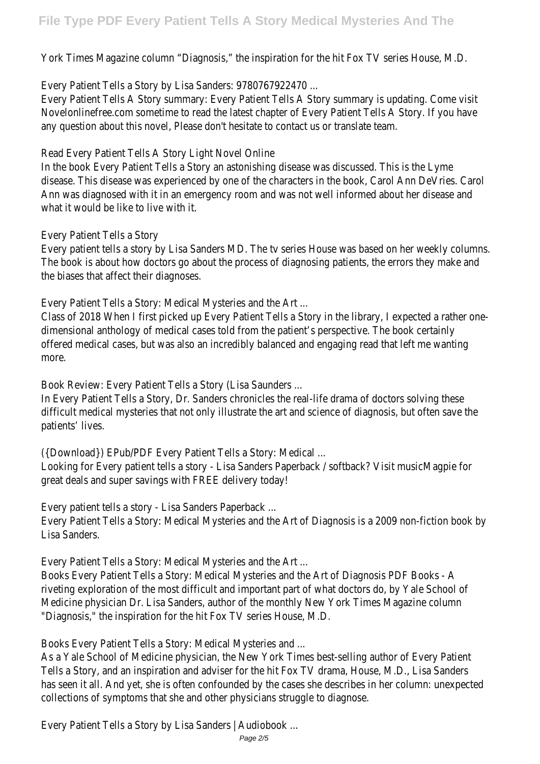York Times Magazine column "Diagnosis," the inspiration for the hit Fox TV series House, M.D.

Every Patient Tells a Story by Lisa Sanders: 9780767922470 ...

Every Patient Tells A Story summary: Every Patient Tells A Story summary is updating. Come visit Novelonlinefree.com sometime to read the latest chapter of Every Patient Tells A Story. If you have any question about this novel, Please don't hesitate to contact us or translate team.

Read Every Patient Tells A Story Light Novel Online

In the book Every Patient Tells a Story an astonishing disease was discussed. This is the Lyme disease. This disease was experienced by one of the characters in the book, Carol Ann DeVries. Carol Ann was diagnosed with it in an emergency room and was not well informed about her disease and what it would be like to live with it.

Every Patient Tells a Story

Every patient tells a story by Lisa Sanders MD. The tv series House was based on her weekly columns. The book is about how doctors go about the process of diagnosing patients, the errors they make and the biases that affect their diagnoses.

Every Patient Tells a Story: Medical Mysteries and the Art ...

Class of 2018 When I first picked up Every Patient Tells a Story in the library, I expected a rather one-dimensional anthology of medical cases told from the patient's perspective. The book certainly offered medical cases, but was also an incredibly balanced and engaging read that left me wanting more.

Book Review: Every Patient Tells a Story (Lisa Saunders ...

In Every Patient Tells a Story, Dr. Sanders chronicles the real-life drama of doctors solving these difficult medical mysteries that not only illustrate the art and science of diagnosis, but often save the patients' lives.

({Download}) EPub/PDF Every Patient Tells a Story: Medical ...

Looking for Every patient tells a story - Lisa Sanders Paperback / softback? Visit musicMagpie for great deals and super savings with FREE delivery today!

Every patient tells a story - Lisa Sanders Paperback ...

Every Patient Tells a Story: Medical Mysteries and the Art of Diagnosis is a 2009 non-fiction book by Lisa Sanders.

Every Patient Tells a Story: Medical Mysteries and the Art ...

Books Every Patient Tells a Story: Medical Mysteries and the Art of Diagnosis PDF Books - A riveting exploration of the most difficult and important part of what doctors do, by Yale School of Medicine physician Dr. Lisa Sanders, author of the monthly New York Times Magazine column "Diagnosis," the inspiration for the hit Fox TV series House, M.D.

Books Every Patient Tells a Story: Medical Mysteries and ...

As a Yale School of Medicine physician, the New York Times best-selling author of Every Patient Tells a Story, and an inspiration and adviser for the hit Fox TV drama, House, M.D., Lisa Sanders has seen it all. And yet, she is often confounded by the cases she describes in her column: unexpected collections of symptoms that she and other physicians struggle to diagnose.

Every Patient Tells a Story by Lisa Sanders | Audiobook ...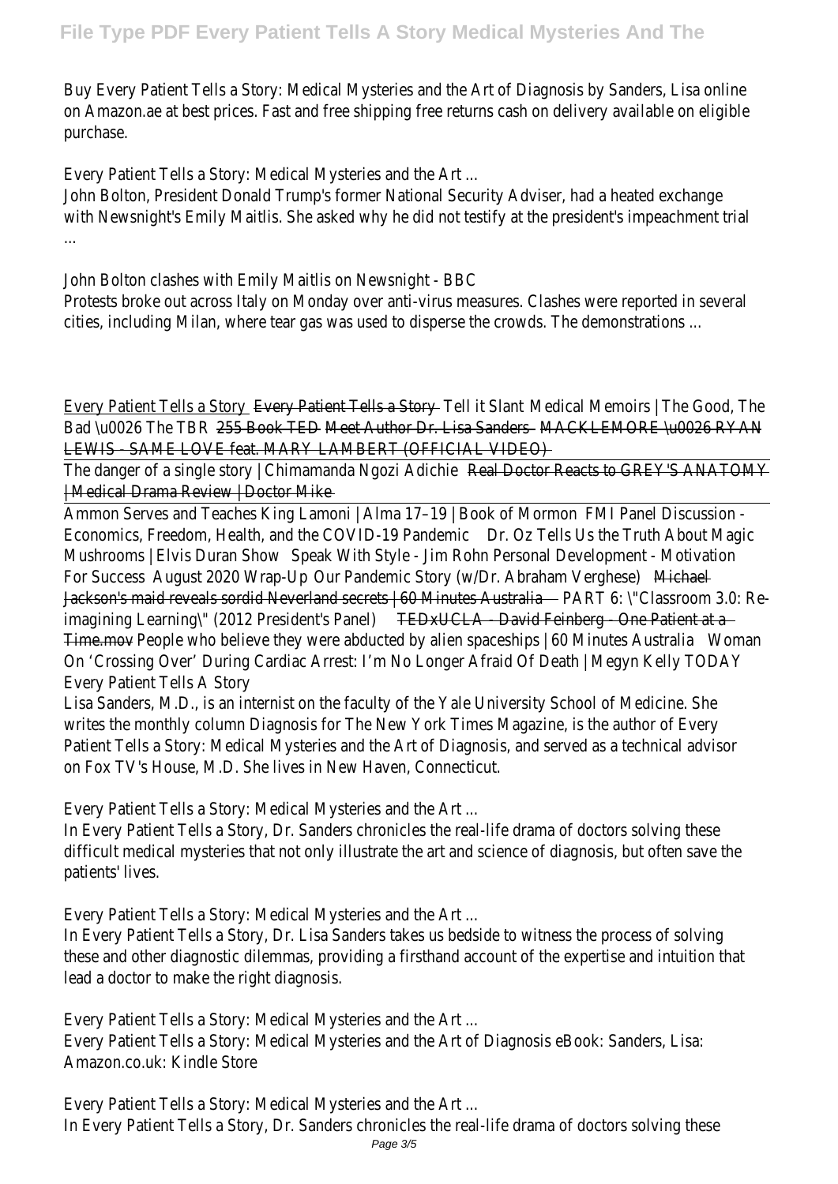Buy Every Patient Tells a Story: Medical Mysteries and the Art of Diagnosis by Sanders, Lisa online on Amazon.ae at best prices. Fast and free shipping free returns cash on delivery available on eligible purchase.

Every Patient Tells a Story: Medical Mysteries and the Art ...

John Bolton, President Donald Trump's former National Security Adviser, had a heated exchange with Newsnight's Emily Maitlis. She asked why he did not testify at the president's impeachment trial ...

John Bolton clashes with Emily Maitlis on Newsnight - BBC

Protests broke out across Italy on Monday over anti-virus measures. Clashes were reported in several cities, including Milan, where tear gas was used to disperse the crowds. The demonstrations ...

Every Patient Tells a Story ~~Every Patient Tells a Story~~ Tell it Slant Medical Memoirs | The Good, The Bad \u0026 The TBR ~~255 Book TED~~ ~~Meet Author Dr. Lisa Sanders~~ ~~MACKLEMORE \u0026 RYAN LEWIS - SAME LOVE feat. MARY LAMBERT (OFFICIAL VIDEO)~~

The danger of a single story | Chimamanda Ngozi Adichie ~~Real Doctor Reacts to GREY'S ANATOMY | Medical Drama Review | Doctor Mike~~

Ammon Serves and Teaches King Lamoni | Alma 17–19 | Book of Mormon FMI Panel Discussion - Economics, Freedom, Health, and the COVID-19 Pandemic Dr. Oz Tells Us the Truth About Magic Mushrooms | Elvis Duran Show Speak With Style - Jim Rohn Personal Development - Motivation For Success August 2020 Wrap-Up Our Pandemic Story (w/Dr. Abraham Verghese) ~~Michael Jackson's maid reveals sordid Neverland secrets | 60 Minutes Australia~~ PART 6: \"Classroom 3.0: Re-imagining Learning\" (2012 President's Panel) ~~TEDxUCLA - David Feinberg - One Patient at a Time.mov~~ People who believe they were abducted by alien spaceships | 60 Minutes Australia Woman On 'Crossing Over' During Cardiac Arrest: I'm No Longer Afraid Of Death | Megyn Kelly TODAY Every Patient Tells A Story

Lisa Sanders, M.D., is an internist on the faculty of the Yale University School of Medicine. She writes the monthly column Diagnosis for The New York Times Magazine, is the author of Every Patient Tells a Story: Medical Mysteries and the Art of Diagnosis, and served as a technical advisor on Fox TV's House, M.D. She lives in New Haven, Connecticut.

Every Patient Tells a Story: Medical Mysteries and the Art ...

In Every Patient Tells a Story, Dr. Sanders chronicles the real-life drama of doctors solving these difficult medical mysteries that not only illustrate the art and science of diagnosis, but often save the patients' lives.

Every Patient Tells a Story: Medical Mysteries and the Art ...

In Every Patient Tells a Story, Dr. Lisa Sanders takes us bedside to witness the process of solving these and other diagnostic dilemmas, providing a firsthand account of the expertise and intuition that lead a doctor to make the right diagnosis.

Every Patient Tells a Story: Medical Mysteries and the Art ...

Every Patient Tells a Story: Medical Mysteries and the Art of Diagnosis eBook: Sanders, Lisa: Amazon.co.uk: Kindle Store

Every Patient Tells a Story: Medical Mysteries and the Art ...

In Every Patient Tells a Story, Dr. Sanders chronicles the real-life drama of doctors solving these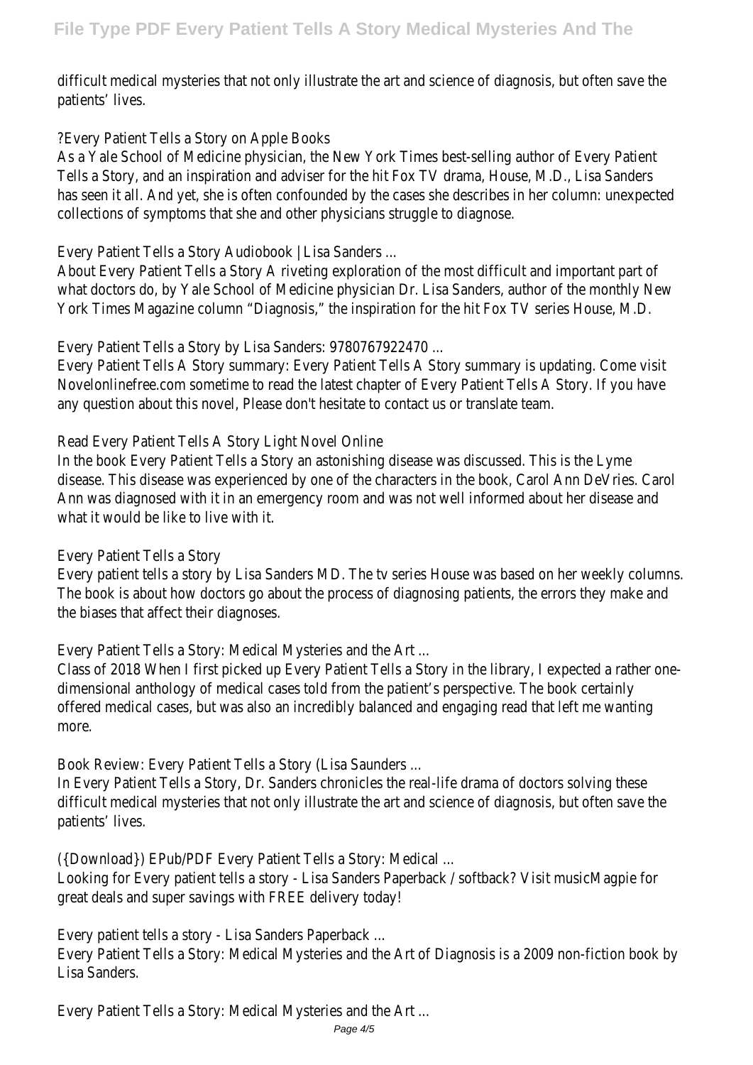difficult medical mysteries that not only illustrate the art and science of diagnosis, but often save the patients' lives.

?Every Patient Tells a Story on Apple Books

As a Yale School of Medicine physician, the New York Times best-selling author of Every Patient Tells a Story, and an inspiration and adviser for the hit Fox TV drama, House, M.D., Lisa Sanders has seen it all. And yet, she is often confounded by the cases she describes in her column: unexpected collections of symptoms that she and other physicians struggle to diagnose.

Every Patient Tells a Story Audiobook | Lisa Sanders ...

About Every Patient Tells a Story A riveting exploration of the most difficult and important part of what doctors do, by Yale School of Medicine physician Dr. Lisa Sanders, author of the monthly New York Times Magazine column "Diagnosis," the inspiration for the hit Fox TV series House, M.D.

Every Patient Tells a Story by Lisa Sanders: 9780767922470 ...

Every Patient Tells A Story summary: Every Patient Tells A Story summary is updating. Come visit Novelonlinefree.com sometime to read the latest chapter of Every Patient Tells A Story. If you have any question about this novel, Please don't hesitate to contact us or translate team.

Read Every Patient Tells A Story Light Novel Online

In the book Every Patient Tells a Story an astonishing disease was discussed. This is the Lyme disease. This disease was experienced by one of the characters in the book, Carol Ann DeVries. Carol Ann was diagnosed with it in an emergency room and was not well informed about her disease and what it would be like to live with it.

Every Patient Tells a Story

Every patient tells a story by Lisa Sanders MD. The tv series House was based on her weekly columns. The book is about how doctors go about the process of diagnosing patients, the errors they make and the biases that affect their diagnoses.

Every Patient Tells a Story: Medical Mysteries and the Art ...

Class of 2018 When I first picked up Every Patient Tells a Story in the library, I expected a rather one-dimensional anthology of medical cases told from the patient's perspective. The book certainly offered medical cases, but was also an incredibly balanced and engaging read that left me wanting more.

Book Review: Every Patient Tells a Story (Lisa Saunders ...

In Every Patient Tells a Story, Dr. Sanders chronicles the real-life drama of doctors solving these difficult medical mysteries that not only illustrate the art and science of diagnosis, but often save the patients' lives.

({Download}) EPub/PDF Every Patient Tells a Story: Medical ...

Looking for Every patient tells a story - Lisa Sanders Paperback / softback? Visit musicMagpie for great deals and super savings with FREE delivery today!

Every patient tells a story - Lisa Sanders Paperback ...

Every Patient Tells a Story: Medical Mysteries and the Art of Diagnosis is a 2009 non-fiction book by Lisa Sanders.

Every Patient Tells a Story: Medical Mysteries and the Art ...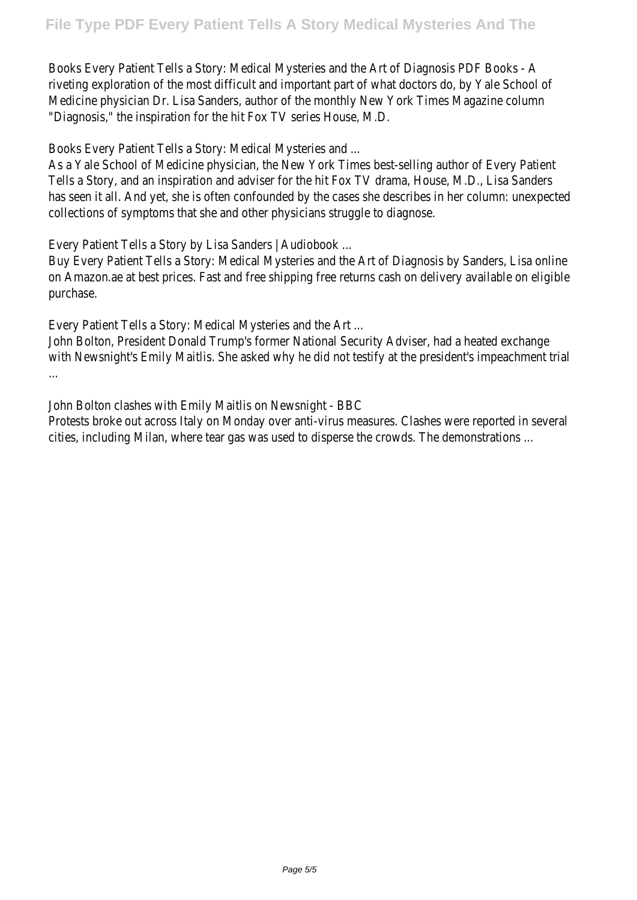Books Every Patient Tells a Story: Medical Mysteries and the Art of Diagnosis PDF Books - A riveting exploration of the most difficult and important part of what doctors do, by Yale School of Medicine physician Dr. Lisa Sanders, author of the monthly New York Times Magazine column "Diagnosis," the inspiration for the hit Fox TV series House, M.D.

Books Every Patient Tells a Story: Medical Mysteries and ...
As a Yale School of Medicine physician, the New York Times best-selling author of Every Patient Tells a Story, and an inspiration and adviser for the hit Fox TV drama, House, M.D., Lisa Sanders has seen it all. And yet, she is often confounded by the cases she describes in her column: unexpected collections of symptoms that she and other physicians struggle to diagnose.

Every Patient Tells a Story by Lisa Sanders | Audiobook ...
Buy Every Patient Tells a Story: Medical Mysteries and the Art of Diagnosis by Sanders, Lisa online on Amazon.ae at best prices. Fast and free shipping free returns cash on delivery available on eligible purchase.

Every Patient Tells a Story: Medical Mysteries and the Art ...
John Bolton, President Donald Trump's former National Security Adviser, had a heated exchange with Newsnight's Emily Maitlis. She asked why he did not testify at the president's impeachment trial ...

John Bolton clashes with Emily Maitlis on Newsnight - BBC
Protests broke out across Italy on Monday over anti-virus measures. Clashes were reported in several cities, including Milan, where tear gas was used to disperse the crowds. The demonstrations ...